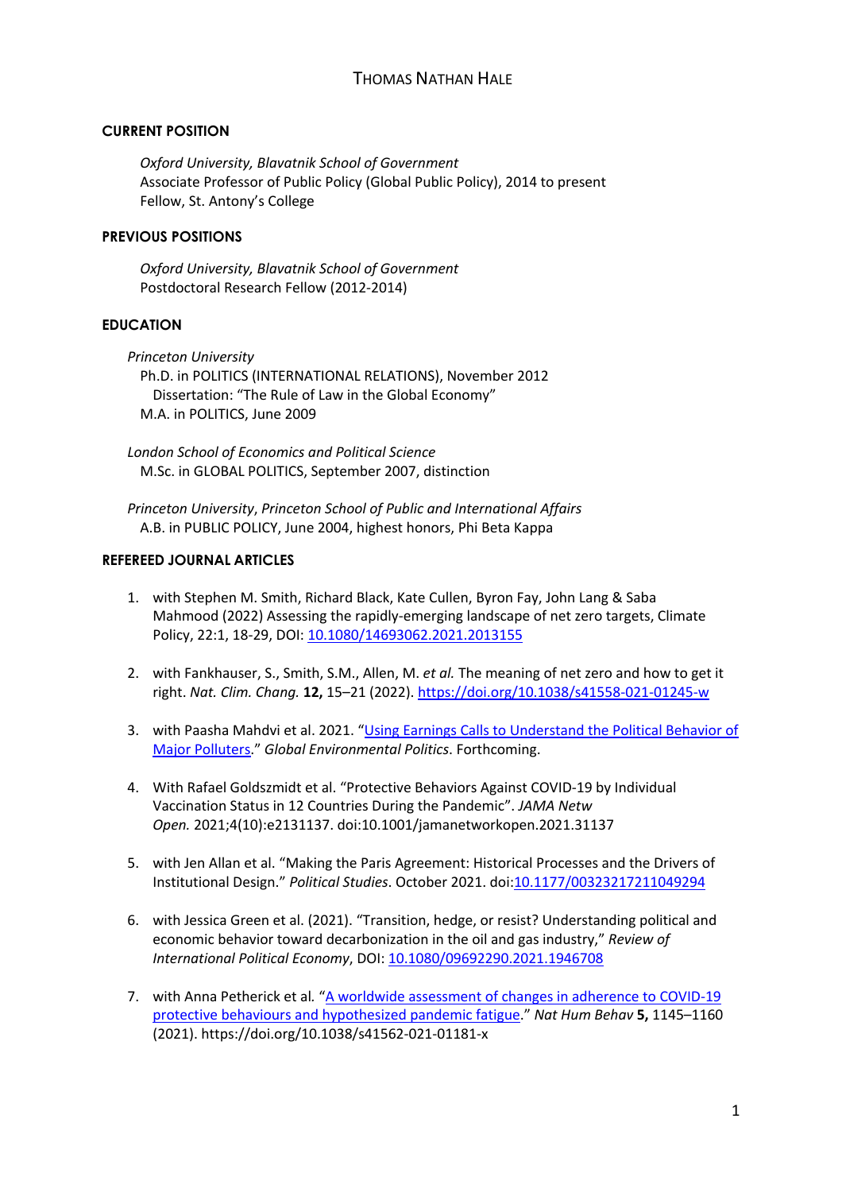# THOMAS NATHAN HALE

## CURRENT POSITION

*Oxford University, Blavatnik School of Government*
Associate Professor of Public Policy (Global Public Policy), 2014 to present
Fellow, St. Antony's College

## PREVIOUS POSITIONS

*Oxford University, Blavatnik School of Government*
Postdoctoral Research Fellow (2012-2014)

## EDUCATION

*Princeton University*
Ph.D. in POLITICS (INTERNATIONAL RELATIONS), November 2012
Dissertation: "The Rule of Law in the Global Economy"
M.A. in POLITICS, June 2009

*London School of Economics and Political Science*
M.Sc. in GLOBAL POLITICS, September 2007, distinction

*Princeton University*, *Princeton School of Public and International Affairs*
A.B. in PUBLIC POLICY, June 2004, highest honors, Phi Beta Kappa

## REFEREED JOURNAL ARTICLES

1. with Stephen M. Smith, Richard Black, Kate Cullen, Byron Fay, John Lang & Saba Mahmood (2022) Assessing the rapidly-emerging landscape of net zero targets, Climate Policy, 22:1, 18-29, DOI: 10.1080/14693062.2021.2013155

2. with Fankhauser, S., Smith, S.M., Allen, M. *et al.* The meaning of net zero and how to get it right. *Nat. Clim. Chang.* **12,** 15–21 (2022). https://doi.org/10.1038/s41558-021-01245-w

3. with Paasha Mahdvi et al. 2021. "Using Earnings Calls to Understand the Political Behavior of Major Polluters." *Global Environmental Politics*. Forthcoming.

4. With Rafael Goldszmidt et al. "Protective Behaviors Against COVID-19 by Individual Vaccination Status in 12 Countries During the Pandemic". *JAMA Netw Open.* 2021;4(10):e2131137. doi:10.1001/jamanetworkopen.2021.31137

5. with Jen Allan et al. "Making the Paris Agreement: Historical Processes and the Drivers of Institutional Design." *Political Studies*. October 2021. doi:10.1177/00323217211049294

6. with Jessica Green et al. (2021). "Transition, hedge, or resist? Understanding political and economic behavior toward decarbonization in the oil and gas industry," *Review of International Political Economy*, DOI: 10.1080/09692290.2021.1946708

7. with Anna Petherick et al*.* "A worldwide assessment of changes in adherence to COVID-19 protective behaviours and hypothesized pandemic fatigue." *Nat Hum Behav* **5,** 1145–1160 (2021). https://doi.org/10.1038/s41562-021-01181-x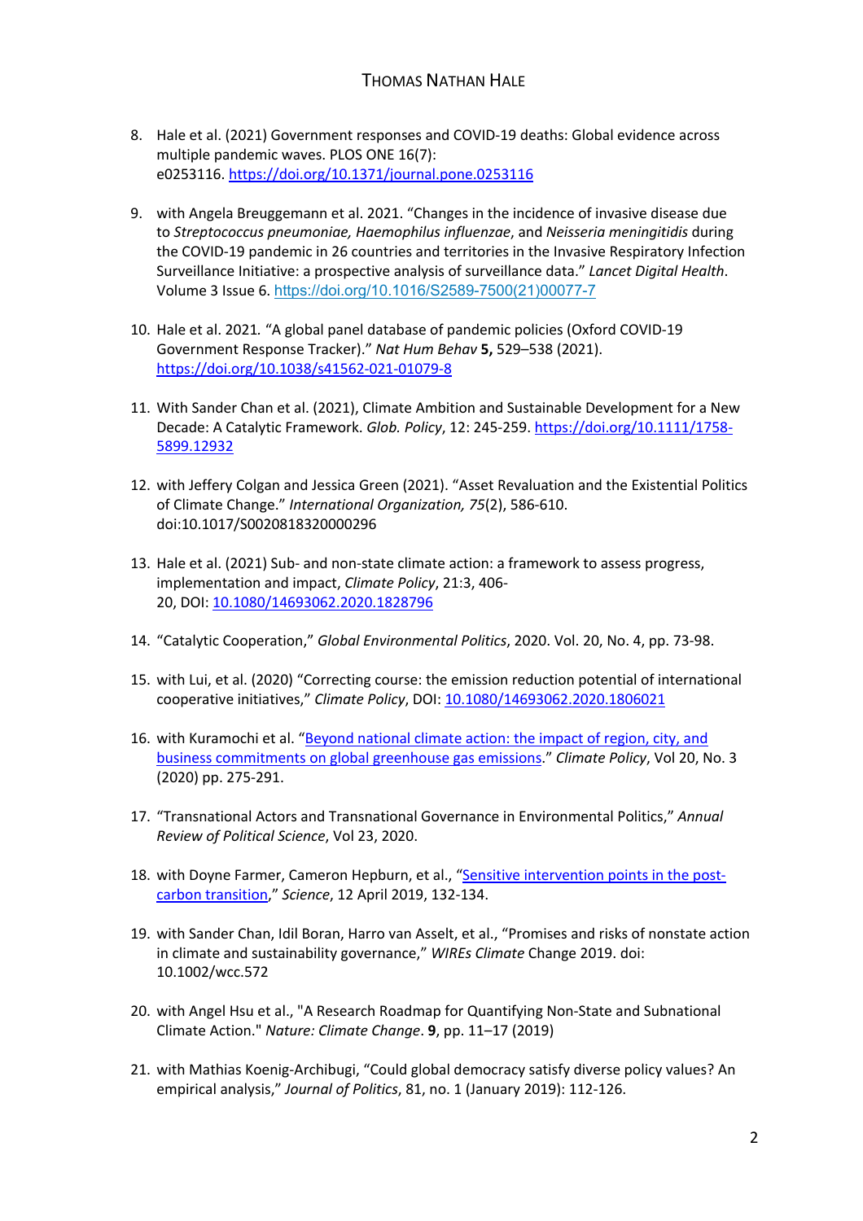8. Hale et al. (2021) Government responses and COVID-19 deaths: Global evidence across multiple pandemic waves. PLOS ONE 16(7): e0253116. [https://doi.org/10.1371/journal.pone.0253116](https://doi.org/10.1371/journal.pone.0253116)

9. with Angela Breuggemann et al. 2021. "Changes in the incidence of invasive disease due to *Streptococcus pneumoniae, Haemophilus influenzae*, and *Neisseria meningitidis* during the COVID-19 pandemic in 26 countries and territories in the Invasive Respiratory Infection Surveillance Initiative: a prospective analysis of surveillance data." *Lancet Digital Health*. Volume 3 Issue 6. [https://doi.org/10.1016/S2589-7500(21)00077-7](https://doi.org/10.1016/S2589-7500(21)00077-7)

10. Hale et al. 2021. "A global panel database of pandemic policies (Oxford COVID-19 Government Response Tracker)." *Nat Hum Behav* **5,** 529–538 (2021). [https://doi.org/10.1038/s41562-021-01079-8](https://doi.org/10.1038/s41562-021-01079-8)

11. With Sander Chan et al. (2021), Climate Ambition and Sustainable Development for a New Decade: A Catalytic Framework. *Glob. Policy*, 12: 245-259. [https://doi.org/10.1111/1758-5899.12932](https://doi.org/10.1111/1758-5899.12932)

12. with Jeffery Colgan and Jessica Green (2021). "Asset Revaluation and the Existential Politics of Climate Change." *International Organization, 75*(2), 586-610. doi:10.1017/S0020818320000296

13. Hale et al. (2021) Sub- and non-state climate action: a framework to assess progress, implementation and impact, *Climate Policy*, 21:3, 406-20, DOI: [10.1080/14693062.2020.1828796](https://doi.org/10.1080/14693062.2020.1828796)

14. "Catalytic Cooperation," *Global Environmental Politics*, 2020. Vol. 20, No. 4, pp. 73-98.

15. with Lui, et al. (2020) "Correcting course: the emission reduction potential of international cooperative initiatives," *Climate Policy*, DOI: [10.1080/14693062.2020.1806021](https://doi.org/10.1080/14693062.2020.1806021)

16. with Kuramochi et al. "Beyond national climate action: the impact of region, city, and business commitments on global greenhouse gas emissions." *Climate Policy*, Vol 20, No. 3 (2020) pp. 275-291.

17. "Transnational Actors and Transnational Governance in Environmental Politics," *Annual Review of Political Science*, Vol 23, 2020.

18. with Doyne Farmer, Cameron Hepburn, et al., "Sensitive intervention points in the post-carbon transition," *Science*, 12 April 2019, 132-134.

19. with Sander Chan, Idil Boran, Harro van Asselt, et al., "Promises and risks of nonstate action in climate and sustainability governance," *WIREs Climate* Change 2019. doi: 10.1002/wcc.572

20. with Angel Hsu et al., "A Research Roadmap for Quantifying Non-State and Subnational Climate Action." *Nature: Climate Change*. **9**, pp. 11–17 (2019)

21. with Mathias Koenig-Archibugi, "Could global democracy satisfy diverse policy values? An empirical analysis," *Journal of Politics*, 81, no. 1 (January 2019): 112-126.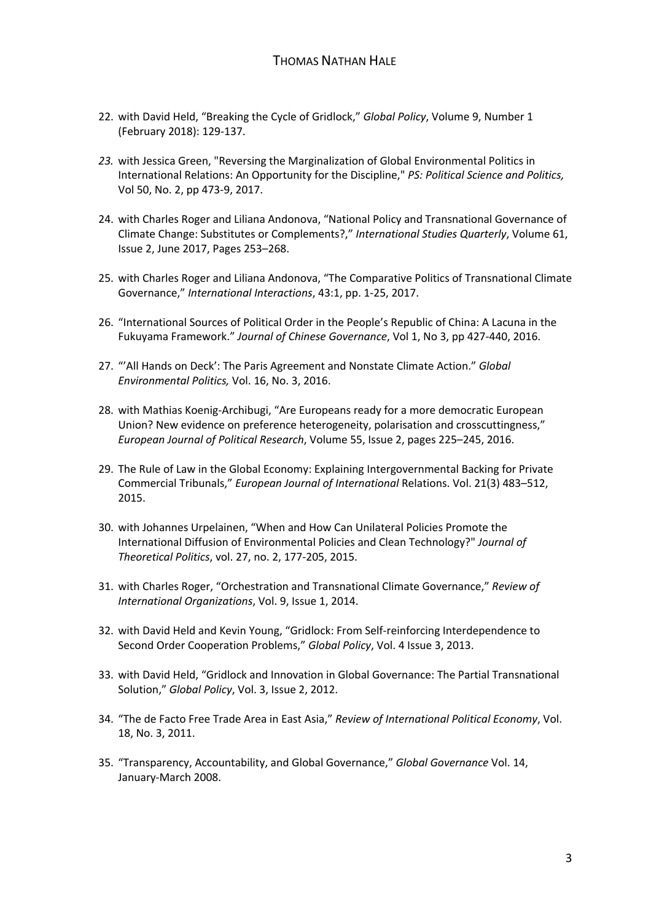22. with David Held, "Breaking the Cycle of Gridlock," *Global Policy*, Volume 9, Number 1 (February 2018): 129-137.

23. with Jessica Green, "Reversing the Marginalization of Global Environmental Politics in International Relations: An Opportunity for the Discipline," *PS: Political Science and Politics,* Vol 50, No. 2, pp 473-9, 2017.

24. with Charles Roger and Liliana Andonova, "National Policy and Transnational Governance of Climate Change: Substitutes or Complements?," *International Studies Quarterly*, Volume 61, Issue 2, June 2017, Pages 253–268.

25. with Charles Roger and Liliana Andonova, "The Comparative Politics of Transnational Climate Governance," *International Interactions*, 43:1, pp. 1-25, 2017.

26. "International Sources of Political Order in the People's Republic of China: A Lacuna in the Fukuyama Framework." *Journal of Chinese Governance*, Vol 1, No 3, pp 427-440, 2016.

27. "'All Hands on Deck': The Paris Agreement and Nonstate Climate Action." *Global Environmental Politics,* Vol. 16, No. 3, 2016.

28. with Mathias Koenig-Archibugi, "Are Europeans ready for a more democratic European Union? New evidence on preference heterogeneity, polarisation and crosscuttingness," *European Journal of Political Research*, Volume 55, Issue 2, pages 225–245, 2016.

29. The Rule of Law in the Global Economy: Explaining Intergovernmental Backing for Private Commercial Tribunals," *European Journal of International* Relations. Vol. 21(3) 483–512, 2015.

30. with Johannes Urpelainen, "When and How Can Unilateral Policies Promote the International Diffusion of Environmental Policies and Clean Technology?" *Journal of Theoretical Politics*, vol. 27, no. 2, 177-205, 2015.

31. with Charles Roger, "Orchestration and Transnational Climate Governance," *Review of International Organizations*, Vol. 9, Issue 1, 2014.

32. with David Held and Kevin Young, "Gridlock: From Self-reinforcing Interdependence to Second Order Cooperation Problems," *Global Policy*, Vol. 4 Issue 3, 2013.

33. with David Held, "Gridlock and Innovation in Global Governance: The Partial Transnational Solution," *Global Policy*, Vol. 3, Issue 2, 2012.

34. "The de Facto Free Trade Area in East Asia," *Review of International Political Economy*, Vol. 18, No. 3, 2011.

35. "Transparency, Accountability, and Global Governance," *Global Governance* Vol. 14, January-March 2008.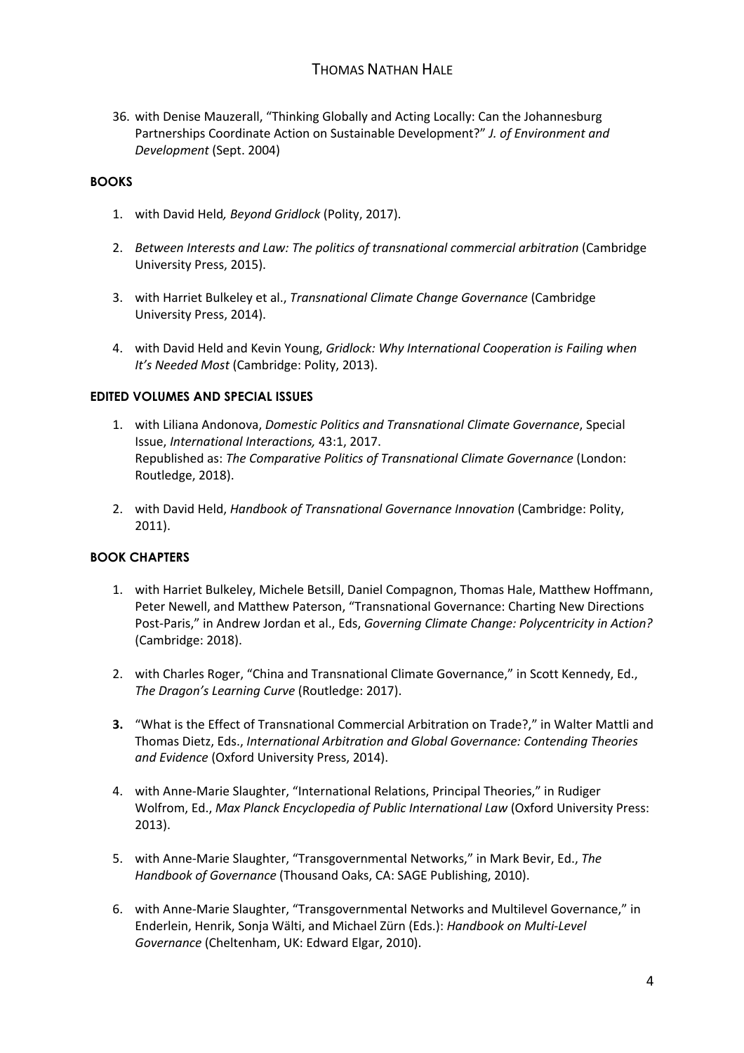36. with Denise Mauzerall, "Thinking Globally and Acting Locally: Can the Johannesburg Partnerships Coordinate Action on Sustainable Development?" *J. of Environment and Development* (Sept. 2004)

**BOOKS**

1. with David Held*, Beyond Gridlock* (Polity, 2017).

2. *Between Interests and Law: The politics of transnational commercial arbitration* (Cambridge University Press, 2015).

3. with Harriet Bulkeley et al., *Transnational Climate Change Governance* (Cambridge University Press, 2014).

4. with David Held and Kevin Young, *Gridlock: Why International Cooperation is Failing when It's Needed Most* (Cambridge: Polity, 2013).

**EDITED VOLUMES AND SPECIAL ISSUES**

1. with Liliana Andonova, *Domestic Politics and Transnational Climate Governance*, Special Issue, *International Interactions,* 43:1, 2017.
   Republished as: *The Comparative Politics of Transnational Climate Governance* (London: Routledge, 2018).

2. with David Held, *Handbook of Transnational Governance Innovation* (Cambridge: Polity, 2011).

**BOOK CHAPTERS**

1. with Harriet Bulkeley, Michele Betsill, Daniel Compagnon, Thomas Hale, Matthew Hoffmann, Peter Newell, and Matthew Paterson, "Transnational Governance: Charting New Directions Post-Paris," in Andrew Jordan et al., Eds, *Governing Climate Change: Polycentricity in Action?* (Cambridge: 2018).

2. with Charles Roger, "China and Transnational Climate Governance," in Scott Kennedy, Ed., *The Dragon's Learning Curve* (Routledge: 2017).

3. "What is the Effect of Transnational Commercial Arbitration on Trade?," in Walter Mattli and Thomas Dietz, Eds., *International Arbitration and Global Governance: Contending Theories and Evidence* (Oxford University Press, 2014).

4. with Anne-Marie Slaughter, "International Relations, Principal Theories," in Rudiger Wolfrom, Ed., *Max Planck Encyclopedia of Public International Law* (Oxford University Press: 2013).

5. with Anne-Marie Slaughter, "Transgovernmental Networks," in Mark Bevir, Ed., *The Handbook of Governance* (Thousand Oaks, CA: SAGE Publishing, 2010).

6. with Anne-Marie Slaughter, "Transgovernmental Networks and Multilevel Governance," in Enderlein, Henrik, Sonja Wälti, and Michael Zürn (Eds.): *Handbook on Multi-Level Governance* (Cheltenham, UK: Edward Elgar, 2010).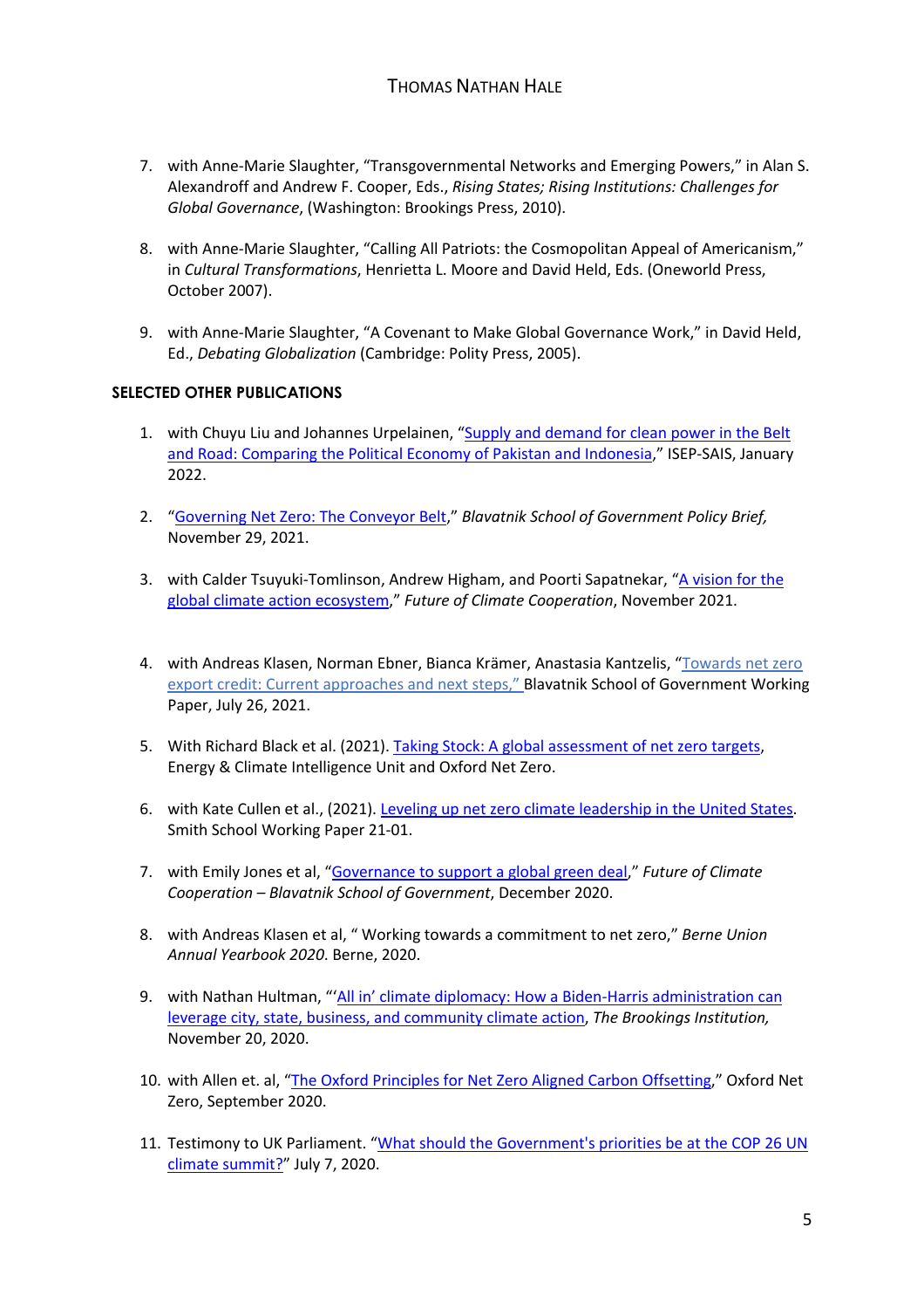7. with Anne-Marie Slaughter, "Transgovernmental Networks and Emerging Powers," in Alan S. Alexandroff and Andrew F. Cooper, Eds., *Rising States; Rising Institutions: Challenges for Global Governance*, (Washington: Brookings Press, 2010).

8. with Anne-Marie Slaughter, "Calling All Patriots: the Cosmopolitan Appeal of Americanism," in *Cultural Transformations*, Henrietta L. Moore and David Held, Eds. (Oneworld Press, October 2007).

9. with Anne-Marie Slaughter, "A Covenant to Make Global Governance Work," in David Held, Ed., *Debating Globalization* (Cambridge: Polity Press, 2005).

**SELECTED OTHER PUBLICATIONS**

1. with Chuyu Liu and Johannes Urpelainen, "Supply and demand for clean power in the Belt and Road: Comparing the Political Economy of Pakistan and Indonesia," ISEP-SAIS, January 2022.

2. "Governing Net Zero: The Conveyor Belt," *Blavatnik School of Government Policy Brief,* November 29, 2021.

3. with Calder Tsuyuki-Tomlinson, Andrew Higham, and Poorti Sapatnekar, "A vision for the global climate action ecosystem," *Future of Climate Cooperation*, November 2021.

4. with Andreas Klasen, Norman Ebner, Bianca Krämer, Anastasia Kantzelis, "Towards net zero export credit: Current approaches and next steps," Blavatnik School of Government Working Paper, July 26, 2021.

5. With Richard Black et al. (2021). Taking Stock: A global assessment of net zero targets, Energy & Climate Intelligence Unit and Oxford Net Zero.

6. with Kate Cullen et al., (2021). Leveling up net zero climate leadership in the United States. Smith School Working Paper 21-01.

7. with Emily Jones et al, "Governance to support a global green deal," *Future of Climate Cooperation – Blavatnik School of Government*, December 2020.

8. with Andreas Klasen et al, " Working towards a commitment to net zero," *Berne Union Annual Yearbook 2020*. Berne, 2020.

9. with Nathan Hultman, "'All in' climate diplomacy: How a Biden-Harris administration can leverage city, state, business, and community climate action, *The Brookings Institution,* November 20, 2020.

10. with Allen et. al, "The Oxford Principles for Net Zero Aligned Carbon Offsetting," Oxford Net Zero, September 2020.

11. Testimony to UK Parliament. "What should the Government's priorities be at the COP 26 UN climate summit?" July 7, 2020.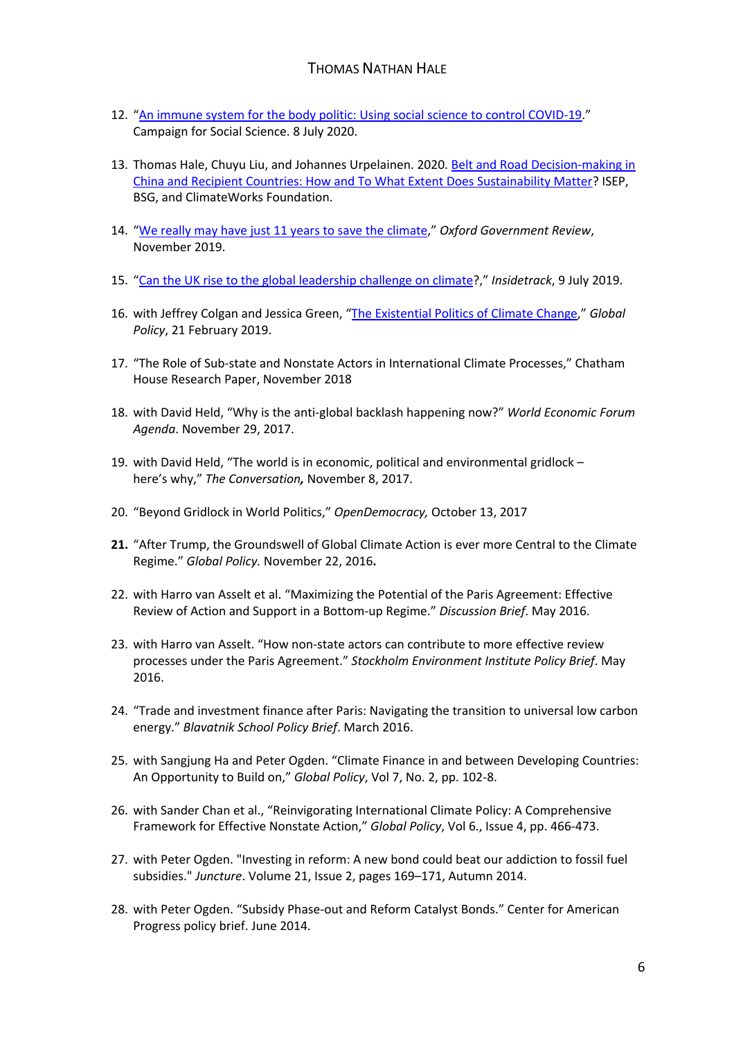12. "An immune system for the body politic: Using social science to control COVID-19." Campaign for Social Science. 8 July 2020.

13. Thomas Hale, Chuyu Liu, and Johannes Urpelainen. 2020. Belt and Road Decision-making in China and Recipient Countries: How and To What Extent Does Sustainability Matter? ISEP, BSG, and ClimateWorks Foundation.

14. "We really may have just 11 years to save the climate," *Oxford Government Review*, November 2019.

15. "Can the UK rise to the global leadership challenge on climate?," *Insidetrack*, 9 July 2019.

16. with Jeffrey Colgan and Jessica Green, "The Existential Politics of Climate Change," *Global Policy*, 21 February 2019.

17. "The Role of Sub-state and Nonstate Actors in International Climate Processes," Chatham House Research Paper, November 2018

18. with David Held, "Why is the anti-global backlash happening now?" *World Economic Forum Agenda*. November 29, 2017.

19. with David Held, "The world is in economic, political and environmental gridlock – here's why," *The Conversation,* November 8, 2017.

20. "Beyond Gridlock in World Politics," *OpenDemocracy,* October 13, 2017

21. "After Trump, the Groundswell of Global Climate Action is ever more Central to the Climate Regime." *Global Policy.* November 22, 2016.

22. with Harro van Asselt et al. "Maximizing the Potential of the Paris Agreement: Effective Review of Action and Support in a Bottom-up Regime." *Discussion Brief*. May 2016.

23. with Harro van Asselt. "How non-state actors can contribute to more effective review processes under the Paris Agreement." *Stockholm Environment Institute Policy Brief*. May 2016.

24. "Trade and investment finance after Paris: Navigating the transition to universal low carbon energy." *Blavatnik School Policy Brief*. March 2016.

25. with Sangjung Ha and Peter Ogden. "Climate Finance in and between Developing Countries: An Opportunity to Build on," *Global Policy*, Vol 7, No. 2, pp. 102-8.

26. with Sander Chan et al., "Reinvigorating International Climate Policy: A Comprehensive Framework for Effective Nonstate Action," *Global Policy*, Vol 6., Issue 4, pp. 466-473.

27. with Peter Ogden. "Investing in reform: A new bond could beat our addiction to fossil fuel subsidies." *Juncture*. Volume 21, Issue 2, pages 169–171, Autumn 2014.

28. with Peter Ogden. "Subsidy Phase-out and Reform Catalyst Bonds." Center for American Progress policy brief. June 2014.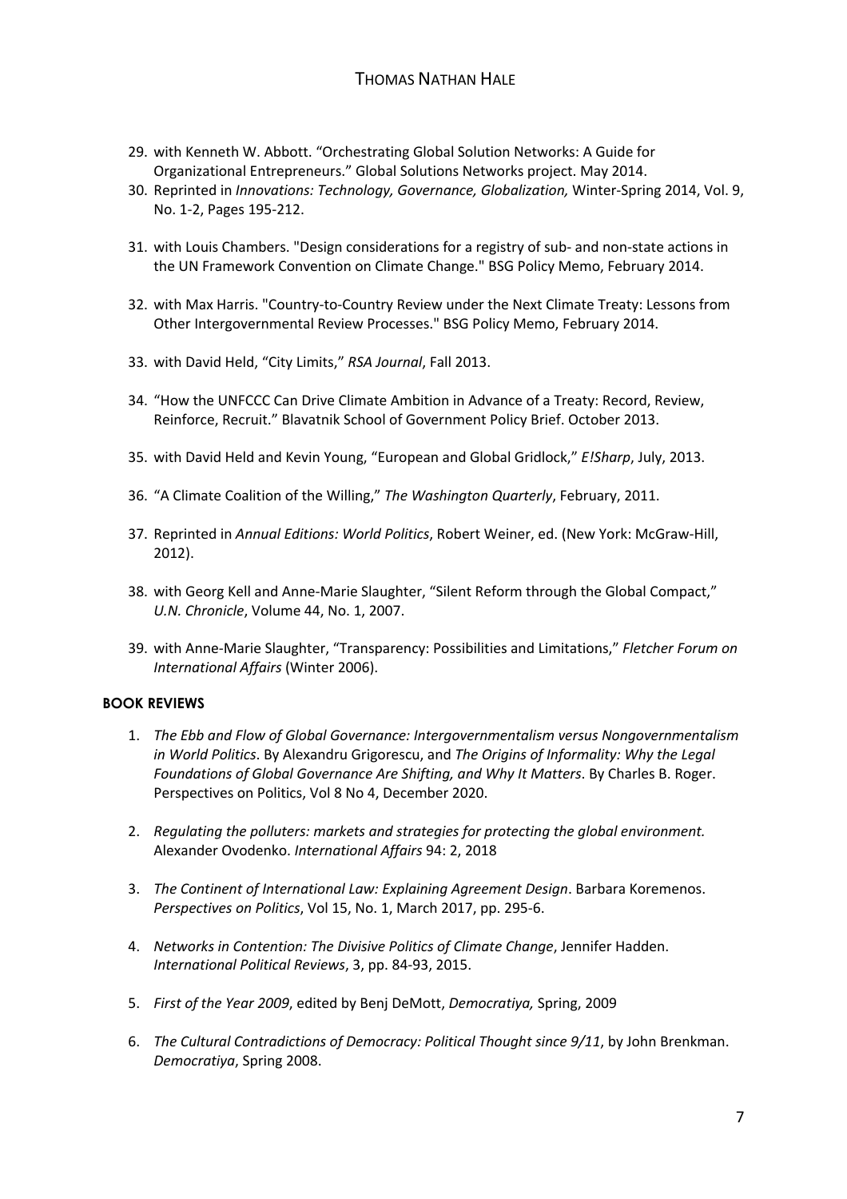29. with Kenneth W. Abbott. “Orchestrating Global Solution Networks: A Guide for Organizational Entrepreneurs.” Global Solutions Networks project. May 2014.
30. Reprinted in *Innovations: Technology, Governance, Globalization,* Winter-Spring 2014, Vol. 9, No. 1-2, Pages 195-212.

31. with Louis Chambers. "Design considerations for a registry of sub- and non-state actions in the UN Framework Convention on Climate Change." BSG Policy Memo, February 2014.

32. with Max Harris. "Country-to-Country Review under the Next Climate Treaty: Lessons from Other Intergovernmental Review Processes." BSG Policy Memo, February 2014.

33. with David Held, “City Limits,” *RSA Journal*, Fall 2013.

34. “How the UNFCCC Can Drive Climate Ambition in Advance of a Treaty: Record, Review, Reinforce, Recruit.” Blavatnik School of Government Policy Brief. October 2013.

35. with David Held and Kevin Young, “European and Global Gridlock,” *E!Sharp*, July, 2013.

36. “A Climate Coalition of the Willing,” *The Washington Quarterly*, February, 2011.

37. Reprinted in *Annual Editions: World Politics*, Robert Weiner, ed. (New York: McGraw-Hill, 2012).

38. with Georg Kell and Anne-Marie Slaughter, “Silent Reform through the Global Compact,” *U.N. Chronicle*, Volume 44, No. 1, 2007.

39. with Anne-Marie Slaughter, “Transparency: Possibilities and Limitations,” *Fletcher Forum on International Affairs* (Winter 2006).

**BOOK REVIEWS**

1. *The Ebb and Flow of Global Governance: Intergovernmentalism versus Nongovernmentalism in World Politics*. By Alexandru Grigorescu, and *The Origins of Informality: Why the Legal Foundations of Global Governance Are Shifting, and Why It Matters*. By Charles B. Roger. Perspectives on Politics, Vol 8 No 4, December 2020.

2. *Regulating the polluters: markets and strategies for protecting the global environment.* Alexander Ovodenko. *International Affairs* 94: 2, 2018

3. *The Continent of International Law: Explaining Agreement Design*. Barbara Koremenos. *Perspectives on Politics*, Vol 15, No. 1, March 2017, pp. 295-6.

4. *Networks in Contention: The Divisive Politics of Climate Change*, Jennifer Hadden. *International Political Reviews*, 3, pp. 84-93, 2015.

5. *First of the Year 2009*, edited by Benj DeMott, *Democratiya,* Spring, 2009

6. *The Cultural Contradictions of Democracy: Political Thought since 9/11*, by John Brenkman. *Democratiya*, Spring 2008.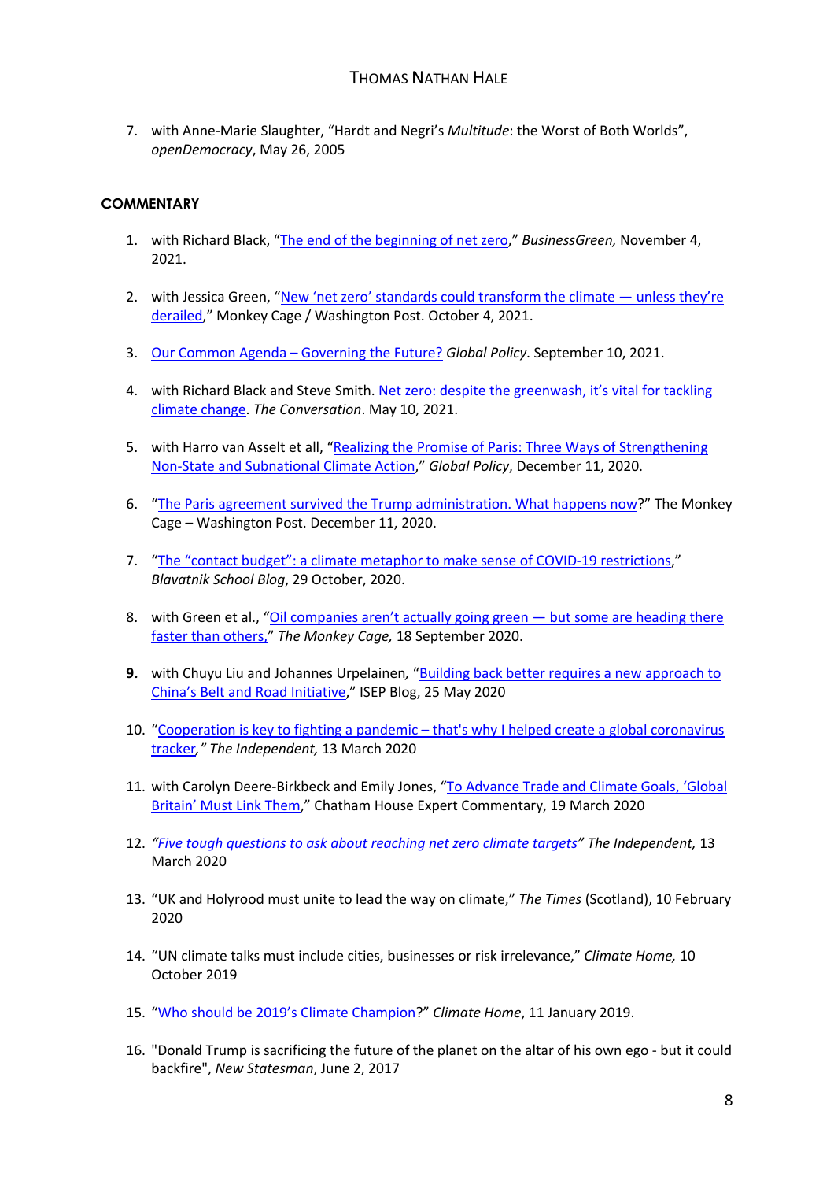7. with Anne-Marie Slaughter, "Hardt and Negri's *Multitude*: the Worst of Both Worlds", *openDemocracy*, May 26, 2005

## COMMENTARY

1. with Richard Black, "The end of the beginning of net zero," *BusinessGreen,* November 4, 2021.

2. with Jessica Green, "New 'net zero' standards could transform the climate — unless they're derailed," Monkey Cage / Washington Post. October 4, 2021.

3. Our Common Agenda – Governing the Future? *Global Policy*. September 10, 2021.

4. with Richard Black and Steve Smith. Net zero: despite the greenwash, it's vital for tackling climate change. *The Conversation*. May 10, 2021.

5. with Harro van Asselt et all, "Realizing the Promise of Paris: Three Ways of Strengthening Non-State and Subnational Climate Action," *Global Policy*, December 11, 2020.

6. "The Paris agreement survived the Trump administration. What happens now?" The Monkey Cage – Washington Post. December 11, 2020.

7. "The "contact budget": a climate metaphor to make sense of COVID-19 restrictions," *Blavatnik School Blog*, 29 October, 2020.

8. with Green et al., "Oil companies aren't actually going green — but some are heading there faster than others," *The Monkey Cage,* 18 September 2020.

9. with Chuyu Liu and Johannes Urpelainen, "Building back better requires a new approach to China's Belt and Road Initiative," ISEP Blog, 25 May 2020

10. "Cooperation is key to fighting a pandemic – that's why I helped create a global coronavirus tracker*," The Independent,* 13 March 2020

11. with Carolyn Deere-Birkbeck and Emily Jones, "To Advance Trade and Climate Goals, 'Global Britain' Must Link Them," Chatham House Expert Commentary, 19 March 2020

12. *"Five tough questions to ask about reaching net zero climate targets"* *The Independent,* 13 March 2020

13. "UK and Holyrood must unite to lead the way on climate," *The Times* (Scotland), 10 February 2020

14. "UN climate talks must include cities, businesses or risk irrelevance," *Climate Home,* 10 October 2019

15. "Who should be 2019's Climate Champion?" *Climate Home*, 11 January 2019.

16. "Donald Trump is sacrificing the future of the planet on the altar of his own ego - but it could backfire", *New Statesman*, June 2, 2017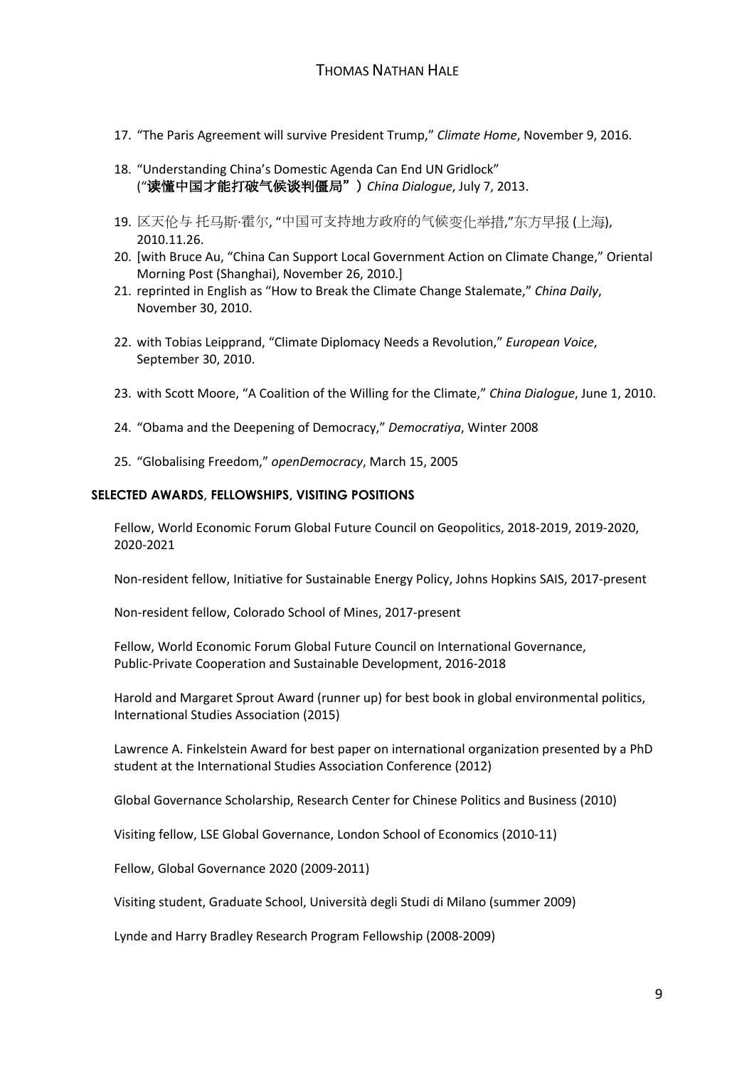17. "The Paris Agreement will survive President Trump," *Climate Home*, November 9, 2016.

18. "Understanding China's Domestic Agenda Can End UN Gridlock" (**"读懂中国才能打破气候谈判僵局"）** *China Dialogue*, July 7, 2013.

19. 区天伦与 托马斯·霍尔, "中国可支持地方政府的气候变化举措,"东方早报 (上海), 2010.11.26.
20. [with Bruce Au, "China Can Support Local Government Action on Climate Change," Oriental Morning Post (Shanghai), November 26, 2010.]
21. reprinted in English as "How to Break the Climate Change Stalemate," *China Daily*, November 30, 2010.

22. with Tobias Leipprand, "Climate Diplomacy Needs a Revolution," *European Voice*, September 30, 2010.

23. with Scott Moore, "A Coalition of the Willing for the Climate," *China Dialogue*, June 1, 2010.

24. "Obama and the Deepening of Democracy," *Democratiya*, Winter 2008

25. "Globalising Freedom," *openDemocracy*, March 15, 2005

## SELECTED AWARDS, FELLOWSHIPS, VISITING POSITIONS

Fellow, World Economic Forum Global Future Council on Geopolitics, 2018-2019, 2019-2020, 2020-2021

Non-resident fellow, Initiative for Sustainable Energy Policy, Johns Hopkins SAIS, 2017-present

Non-resident fellow, Colorado School of Mines, 2017-present

Fellow, World Economic Forum Global Future Council on International Governance, Public-Private Cooperation and Sustainable Development, 2016-2018

Harold and Margaret Sprout Award (runner up) for best book in global environmental politics, International Studies Association (2015)

Lawrence A. Finkelstein Award for best paper on international organization presented by a PhD student at the International Studies Association Conference (2012)

Global Governance Scholarship, Research Center for Chinese Politics and Business (2010)

Visiting fellow, LSE Global Governance, London School of Economics (2010-11)

Fellow, Global Governance 2020 (2009-2011)

Visiting student, Graduate School, Università degli Studi di Milano (summer 2009)

Lynde and Harry Bradley Research Program Fellowship (2008-2009)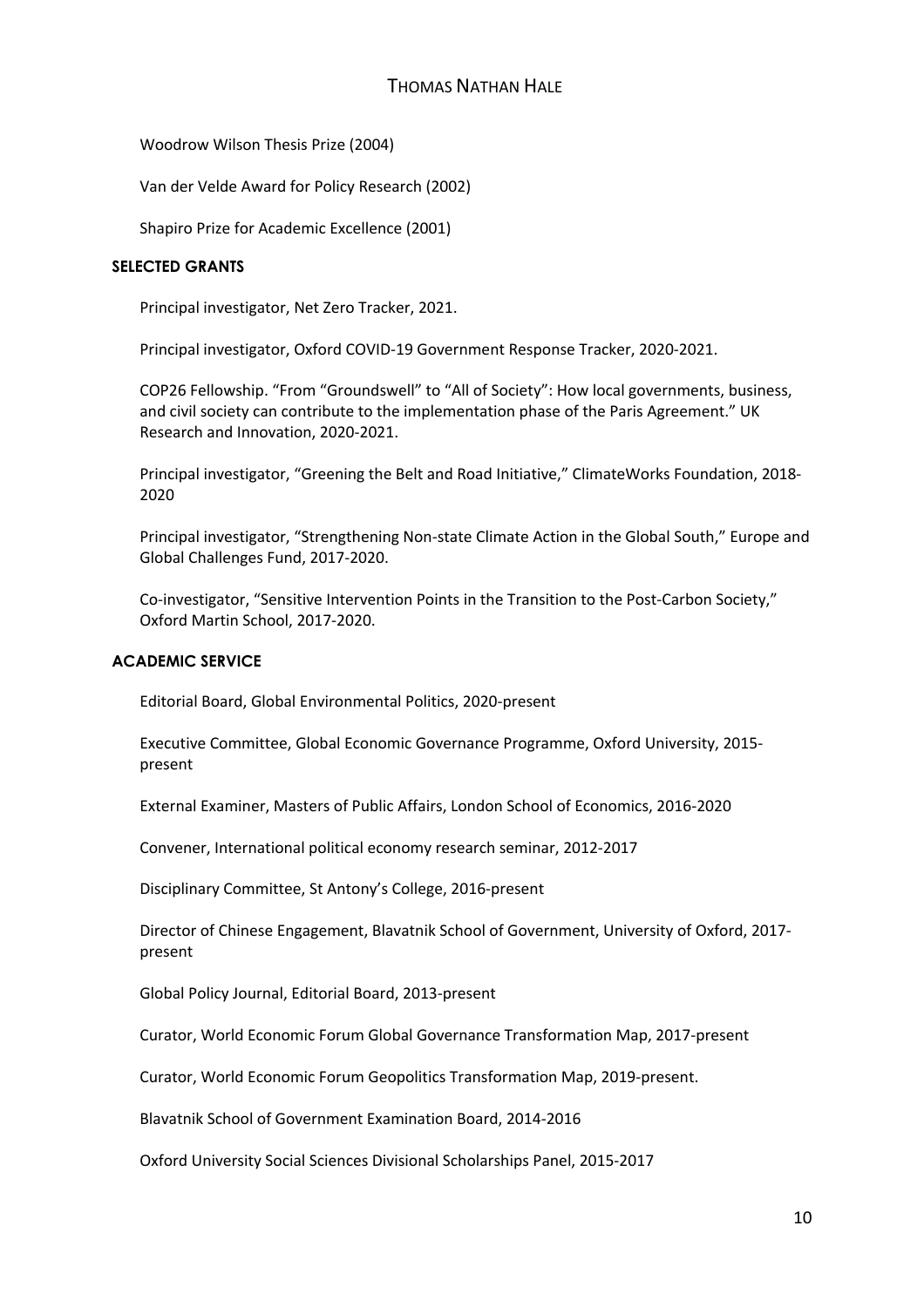Woodrow Wilson Thesis Prize (2004)

Van der Velde Award for Policy Research (2002)

Shapiro Prize for Academic Excellence (2001)

## SELECTED GRANTS

Principal investigator, Net Zero Tracker, 2021.

Principal investigator, Oxford COVID-19 Government Response Tracker, 2020-2021.

COP26 Fellowship. "From "Groundswell" to "All of Society": How local governments, business, and civil society can contribute to the implementation phase of the Paris Agreement." UK Research and Innovation, 2020-2021.

Principal investigator, "Greening the Belt and Road Initiative," ClimateWorks Foundation, 2018-2020

Principal investigator, "Strengthening Non-state Climate Action in the Global South," Europe and Global Challenges Fund, 2017-2020.

Co-investigator, "Sensitive Intervention Points in the Transition to the Post-Carbon Society," Oxford Martin School, 2017-2020.

## ACADEMIC SERVICE

Editorial Board, Global Environmental Politics, 2020-present

Executive Committee, Global Economic Governance Programme, Oxford University, 2015-present

External Examiner, Masters of Public Affairs, London School of Economics, 2016-2020

Convener, International political economy research seminar, 2012-2017

Disciplinary Committee, St Antony's College, 2016-present

Director of Chinese Engagement, Blavatnik School of Government, University of Oxford, 2017-present

Global Policy Journal, Editorial Board, 2013-present

Curator, World Economic Forum Global Governance Transformation Map, 2017-present

Curator, World Economic Forum Geopolitics Transformation Map, 2019-present.

Blavatnik School of Government Examination Board, 2014-2016

Oxford University Social Sciences Divisional Scholarships Panel, 2015-2017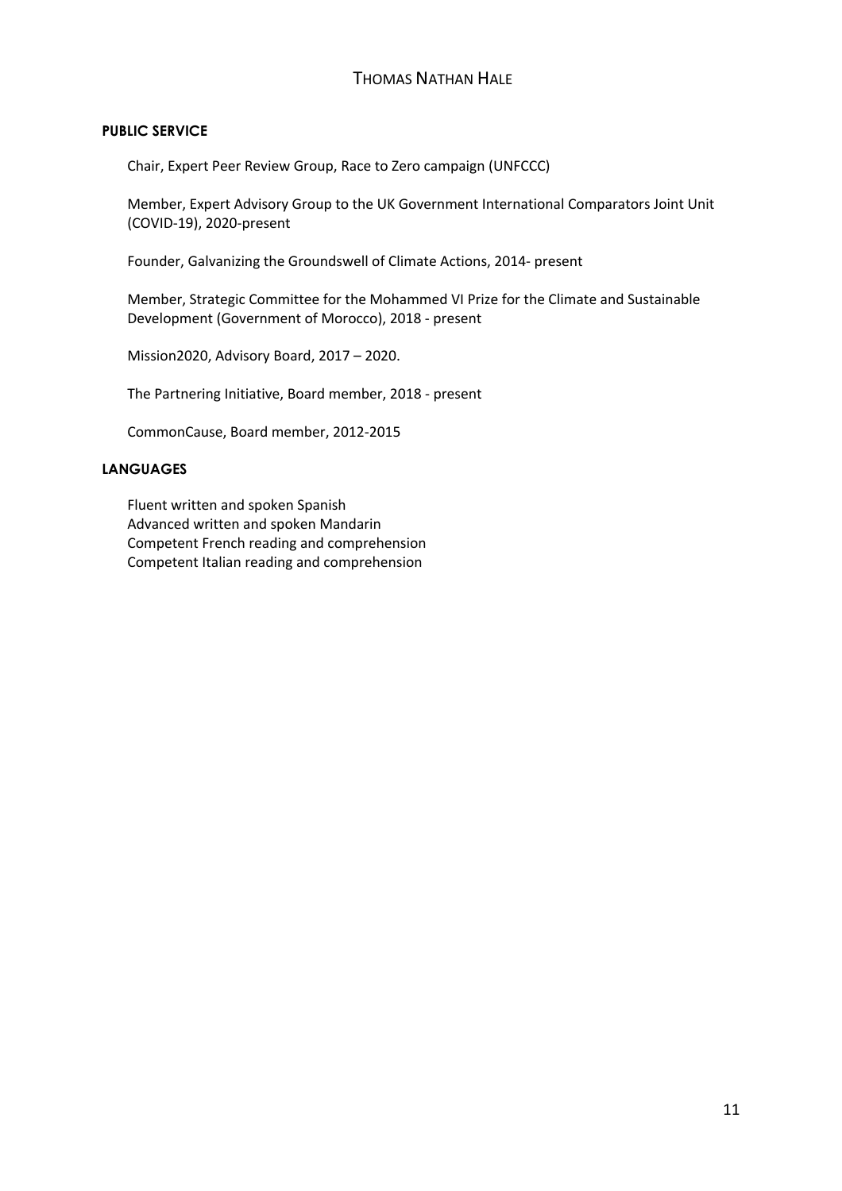## PUBLIC SERVICE

Chair, Expert Peer Review Group, Race to Zero campaign (UNFCCC)

Member, Expert Advisory Group to the UK Government International Comparators Joint Unit (COVID-19), 2020-present

Founder, Galvanizing the Groundswell of Climate Actions, 2014- present

Member, Strategic Committee for the Mohammed VI Prize for the Climate and Sustainable Development (Government of Morocco), 2018 - present

Mission2020, Advisory Board, 2017 – 2020.

The Partnering Initiative, Board member, 2018 - present

CommonCause, Board member, 2012-2015

## LANGUAGES

Fluent written and spoken Spanish
Advanced written and spoken Mandarin
Competent French reading and comprehension
Competent Italian reading and comprehension